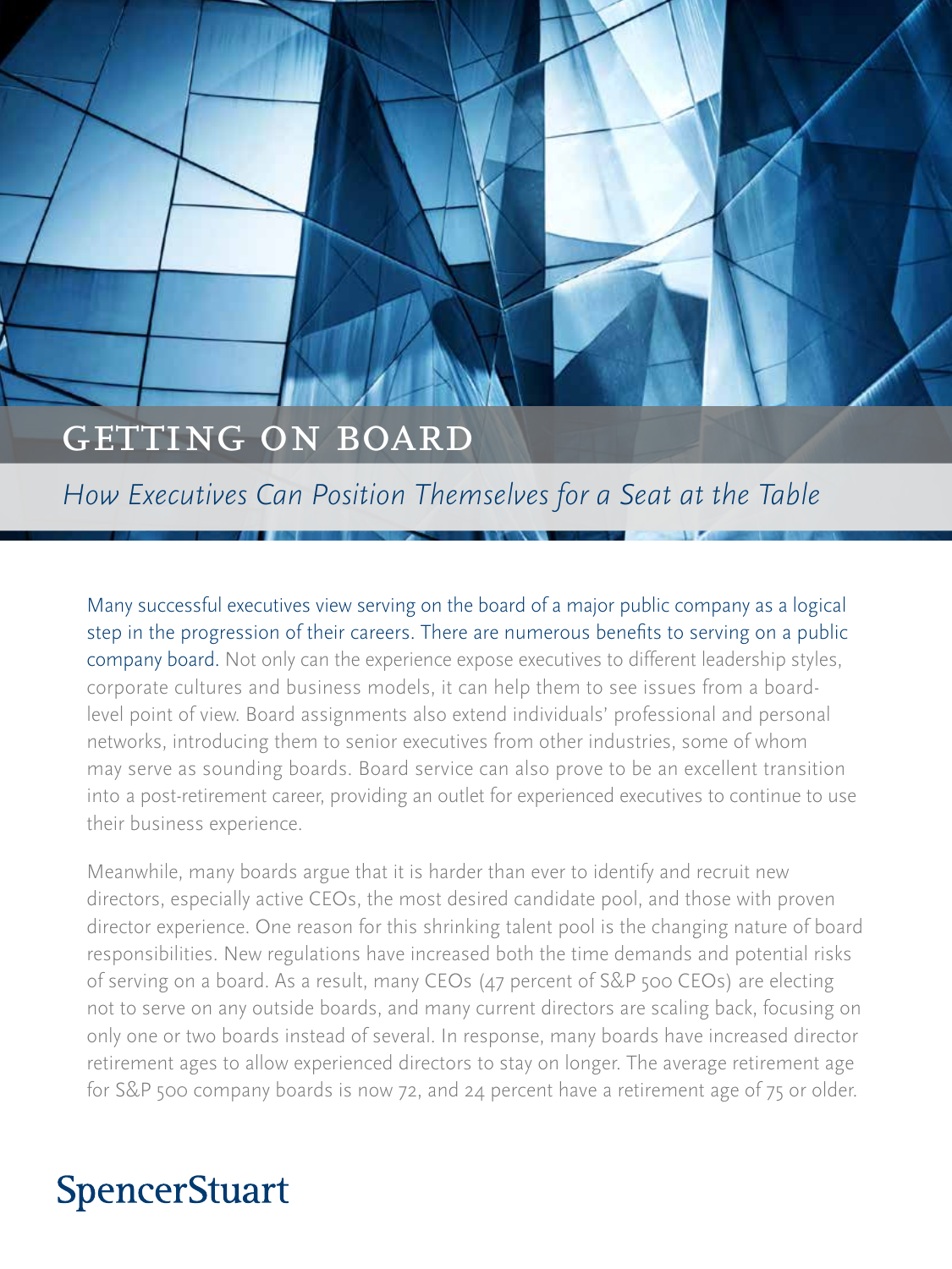# GETTING ON BOARD

## *How Executives Can Position Themselves for a Seat at the Table*

Many successful executives view serving on the board of a major public company as a logical step in the progression of their careers. There are numerous benefits to serving on a public company board. Not only can the experience expose executives to different leadership styles, corporate cultures and business models, it can help them to see issues from a board-level point of view. Board assignments also extend individuals' professional and personal networks, introducing them to senior executives from other industries, some of whom may serve as sounding boards. Board service can also prove to be an excellent transition into a post-retirement career, providing an outlet for experienced executives to continue to use their business experience.

Meanwhile, many boards argue that it is harder than ever to identify and recruit new directors, especially active CEOs, the most desired candidate pool, and those with proven director experience. One reason for this shrinking talent pool is the changing nature of board responsibilities. New regulations have increased both the time demands and potential risks of serving on a board. As a result, many CEOs (47 percent of S&P 500 CEOs) are electing not to serve on any outside boards, and many current directors are scaling back, focusing on only one or two boards instead of several. In response, many boards have increased director retirement ages to allow experienced directors to stay on longer. The average retirement age for S&P 500 company boards is now 72, and 24 percent have a retirement age of 75 or older.

SpencerStuart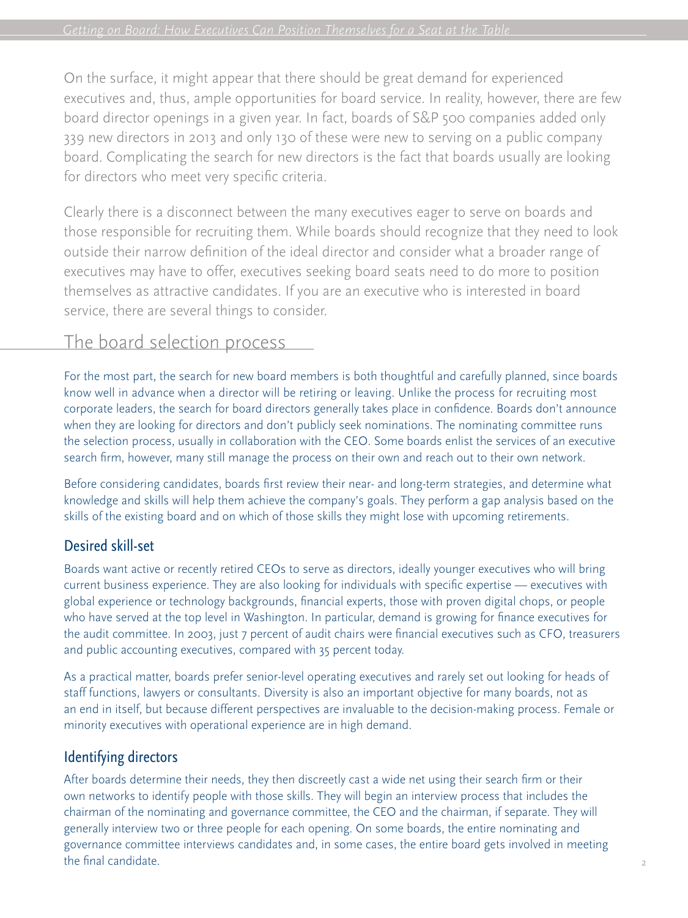On the surface, it might appear that there should be great demand for experienced executives and, thus, ample opportunities for board service. In reality, however, there are few board director openings in a given year. In fact, boards of S&P 500 companies added only 339 new directors in 2013 and only 130 of these were new to serving on a public company board. Complicating the search for new directors is the fact that boards usually are looking for directors who meet very specific criteria.

Clearly there is a disconnect between the many executives eager to serve on boards and those responsible for recruiting them. While boards should recognize that they need to look outside their narrow definition of the ideal director and consider what a broader range of executives may have to offer, executives seeking board seats need to do more to position themselves as attractive candidates. If you are an executive who is interested in board service, there are several things to consider.

## The board selection process

For the most part, the search for new board members is both thoughtful and carefully planned, since boards know well in advance when a director will be retiring or leaving. Unlike the process for recruiting most corporate leaders, the search for board directors generally takes place in confidence. Boards don't announce when they are looking for directors and don't publicly seek nominations. The nominating committee runs the selection process, usually in collaboration with the CEO. Some boards enlist the services of an executive search firm, however, many still manage the process on their own and reach out to their own network.

Before considering candidates, boards first review their near- and long-term strategies, and determine what knowledge and skills will help them achieve the company's goals. They perform a gap analysis based on the skills of the existing board and on which of those skills they might lose with upcoming retirements.

### Desired skill-set

Boards want active or recently retired CEOs to serve as directors, ideally younger executives who will bring current business experience. They are also looking for individuals with specific expertise — executives with global experience or technology backgrounds, financial experts, those with proven digital chops, or people who have served at the top level in Washington. In particular, demand is growing for finance executives for the audit committee. In 2003, just 7 percent of audit chairs were financial executives such as CFO, treasurers and public accounting executives, compared with 35 percent today.

As a practical matter, boards prefer senior-level operating executives and rarely set out looking for heads of staff functions, lawyers or consultants. Diversity is also an important objective for many boards, not as an end in itself, but because different perspectives are invaluable to the decision-making process. Female or minority executives with operational experience are in high demand.

### Identifying directors

After boards determine their needs, they then discreetly cast a wide net using their search firm or their own networks to identify people with those skills. They will begin an interview process that includes the chairman of the nominating and governance committee, the CEO and the chairman, if separate. They will generally interview two or three people for each opening. On some boards, the entire nominating and governance committee interviews candidates and, in some cases, the entire board gets involved in meeting the final candidate.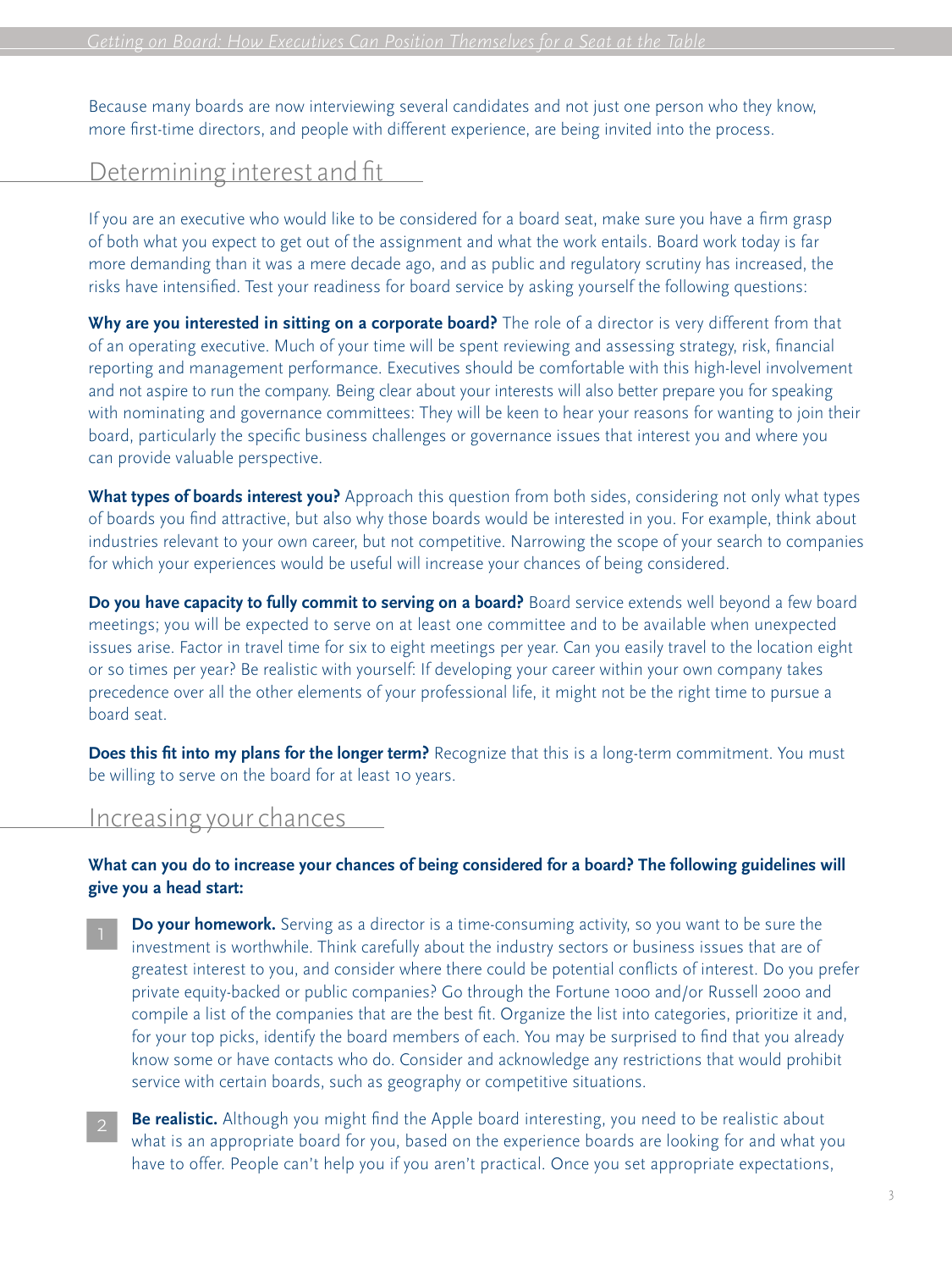Because many boards are now interviewing several candidates and not just one person who they know, more first-time directors, and people with different experience, are being invited into the process.

## Determining interest and fit

If you are an executive who would like to be considered for a board seat, make sure you have a firm grasp of both what you expect to get out of the assignment and what the work entails. Board work today is far more demanding than it was a mere decade ago, and as public and regulatory scrutiny has increased, the risks have intensified. Test your readiness for board service by asking yourself the following questions:

**Why are you interested in sitting on a corporate board?** The role of a director is very different from that of an operating executive. Much of your time will be spent reviewing and assessing strategy, risk, financial reporting and management performance. Executives should be comfortable with this high-level involvement and not aspire to run the company. Being clear about your interests will also better prepare you for speaking with nominating and governance committees: They will be keen to hear your reasons for wanting to join their board, particularly the specific business challenges or governance issues that interest you and where you can provide valuable perspective.

**What types of boards interest you?** Approach this question from both sides, considering not only what types of boards you find attractive, but also why those boards would be interested in you. For example, think about industries relevant to your own career, but not competitive. Narrowing the scope of your search to companies for which your experiences would be useful will increase your chances of being considered.

**Do you have capacity to fully commit to serving on a board?** Board service extends well beyond a few board meetings; you will be expected to serve on at least one committee and to be available when unexpected issues arise. Factor in travel time for six to eight meetings per year. Can you easily travel to the location eight or so times per year? Be realistic with yourself: If developing your career within your own company takes precedence over all the other elements of your professional life, it might not be the right time to pursue a board seat.

**Does this fit into my plans for the longer term?** Recognize that this is a long-term commitment. You must be willing to serve on the board for at least 10 years.

## Increasing your chances

**What can you do to increase your chances of being considered for a board? The following guidelines will give you a head start:**

1. **Do your homework.** Serving as a director is a time-consuming activity, so you want to be sure the investment is worthwhile. Think carefully about the industry sectors or business issues that are of greatest interest to you, and consider where there could be potential conflicts of interest. Do you prefer private equity-backed or public companies? Go through the Fortune 1000 and/or Russell 2000 and compile a list of the companies that are the best fit. Organize the list into categories, prioritize it and, for your top picks, identify the board members of each. You may be surprised to find that you already know some or have contacts who do. Consider and acknowledge any restrictions that would prohibit service with certain boards, such as geography or competitive situations.

2. **Be realistic.** Although you might find the Apple board interesting, you need to be realistic about what is an appropriate board for you, based on the experience boards are looking for and what you have to offer. People can't help you if you aren't practical. Once you set appropriate expectations,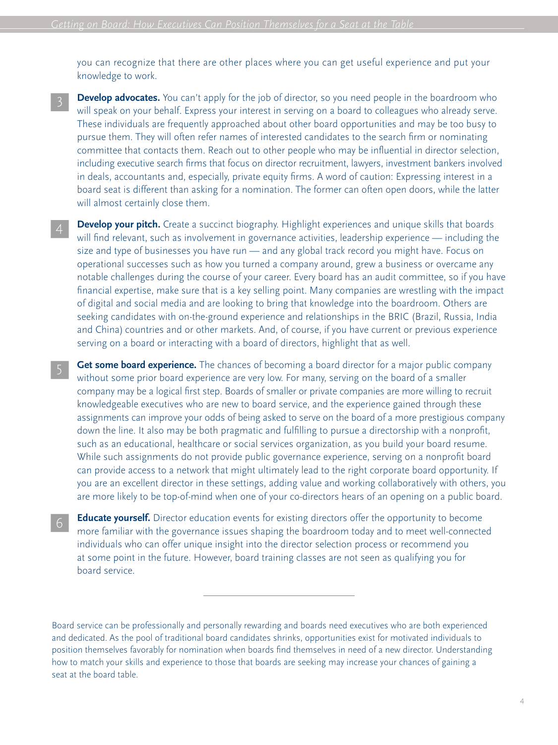you can recognize that there are other places where you can get useful experience and put your knowledge to work.

3. **Develop advocates.** You can't apply for the job of director, so you need people in the boardroom who will speak on your behalf. Express your interest in serving on a board to colleagues who already serve. These individuals are frequently approached about other board opportunities and may be too busy to pursue them. They will often refer names of interested candidates to the search firm or nominating committee that contacts them. Reach out to other people who may be influential in director selection, including executive search firms that focus on director recruitment, lawyers, investment bankers involved in deals, accountants and, especially, private equity firms. A word of caution: Expressing interest in a board seat is different than asking for a nomination. The former can often open doors, while the latter will almost certainly close them.

4. **Develop your pitch.** Create a succinct biography. Highlight experiences and unique skills that boards will find relevant, such as involvement in governance activities, leadership experience — including the size and type of businesses you have run — and any global track record you might have. Focus on operational successes such as how you turned a company around, grew a business or overcame any notable challenges during the course of your career. Every board has an audit committee, so if you have financial expertise, make sure that is a key selling point. Many companies are wrestling with the impact of digital and social media and are looking to bring that knowledge into the boardroom. Others are seeking candidates with on-the-ground experience and relationships in the BRIC (Brazil, Russia, India and China) countries and or other markets. And, of course, if you have current or previous experience serving on a board or interacting with a board of directors, highlight that as well.

5. **Get some board experience.** The chances of becoming a board director for a major public company without some prior board experience are very low. For many, serving on the board of a smaller company may be a logical first step. Boards of smaller or private companies are more willing to recruit knowledgeable executives who are new to board service, and the experience gained through these assignments can improve your odds of being asked to serve on the board of a more prestigious company down the line. It also may be both pragmatic and fulfilling to pursue a directorship with a nonprofit, such as an educational, healthcare or social services organization, as you build your board resume. While such assignments do not provide public governance experience, serving on a nonprofit board can provide access to a network that might ultimately lead to the right corporate board opportunity. If you are an excellent director in these settings, adding value and working collaboratively with others, you are more likely to be top-of-mind when one of your co-directors hears of an opening on a public board.

6. **Educate yourself.** Director education events for existing directors offer the opportunity to become more familiar with the governance issues shaping the boardroom today and to meet well-connected individuals who can offer unique insight into the director selection process or recommend you at some point in the future. However, board training classes are not seen as qualifying you for board service.

---

Board service can be professionally and personally rewarding and boards need executives who are both experienced and dedicated. As the pool of traditional board candidates shrinks, opportunities exist for motivated individuals to position themselves favorably for nomination when boards find themselves in need of a new director. Understanding how to match your skills and experience to those that boards are seeking may increase your chances of gaining a seat at the board table.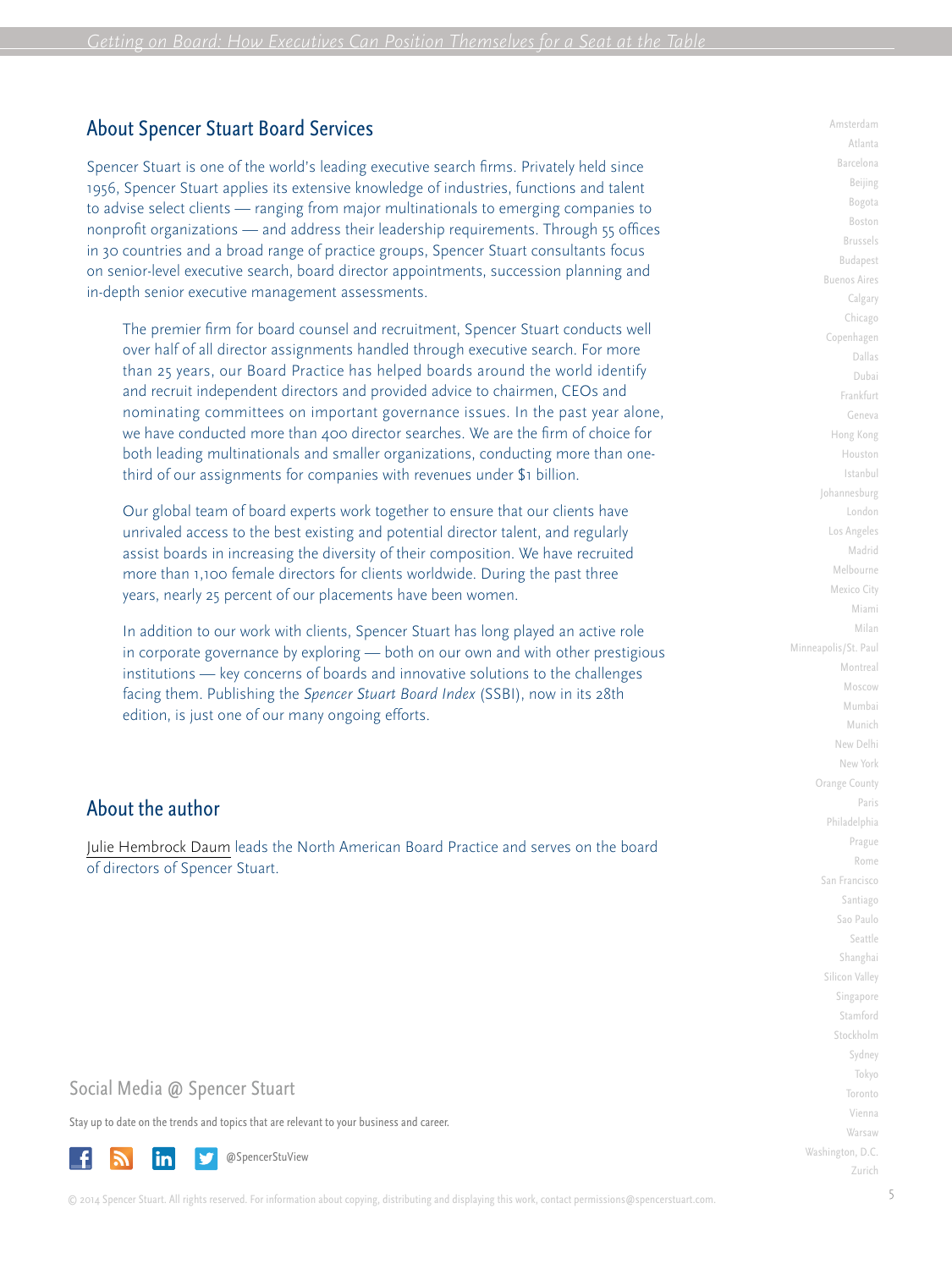## About Spencer Stuart Board Services

Spencer Stuart is one of the world's leading executive search firms. Privately held since 1956, Spencer Stuart applies its extensive knowledge of industries, functions and talent to advise select clients — ranging from major multinationals to emerging companies to nonprofit organizations — and address their leadership requirements. Through 55 offices in 30 countries and a broad range of practice groups, Spencer Stuart consultants focus on senior-level executive search, board director appointments, succession planning and in-depth senior executive management assessments.

The premier firm for board counsel and recruitment, Spencer Stuart conducts well over half of all director assignments handled through executive search. For more than 25 years, our Board Practice has helped boards around the world identify and recruit independent directors and provided advice to chairmen, CEOs and nominating committees on important governance issues. In the past year alone, we have conducted more than 400 director searches. We are the firm of choice for both leading multinationals and smaller organizations, conducting more than one-third of our assignments for companies with revenues under $1 billion.

Our global team of board experts work together to ensure that our clients have unrivaled access to the best existing and potential director talent, and regularly assist boards in increasing the diversity of their composition. We have recruited more than 1,100 female directors for clients worldwide. During the past three years, nearly 25 percent of our placements have been women.

In addition to our work with clients, Spencer Stuart has long played an active role in corporate governance by exploring — both on our own and with other prestigious institutions — key concerns of boards and innovative solutions to the challenges facing them. Publishing the *Spencer Stuart Board Index* (SSBI), now in its 28th edition, is just one of our many ongoing efforts.

## About the author

Julie Hembrock Daum leads the North American Board Practice and serves on the board of directors of Spencer Stuart.

### Social Media @ Spencer Stuart

Stay up to date on the trends and topics that are relevant to your business and career.

@SpencerStuView

Amsterdam
Atlanta
Barcelona
Beijing
Bogota
Boston
Brussels
Budapest
Buenos Aires
Calgary
Chicago
Copenhagen
Dallas
Dubai
Frankfurt
Geneva
Hong Kong
Houston
Istanbul
Johannesburg
London
Los Angeles
Madrid
Melbourne
Mexico City
Miami
Milan
Minneapolis/St. Paul
Montreal
Moscow
Mumbai
Munich
New Delhi
New York
Orange County
Paris
Philadelphia
Prague
Rome
San Francisco
Santiago
Sao Paulo
Seattle
Shanghai
Silicon Valley
Singapore
Stamford
Stockholm
Sydney
Tokyo
Toronto
Vienna
Warsaw
Washington, D.C.
Zurich

© 2014 Spencer Stuart. All rights reserved. For information about copying, distributing and displaying this work, contact permissions@spencerstuart.com.